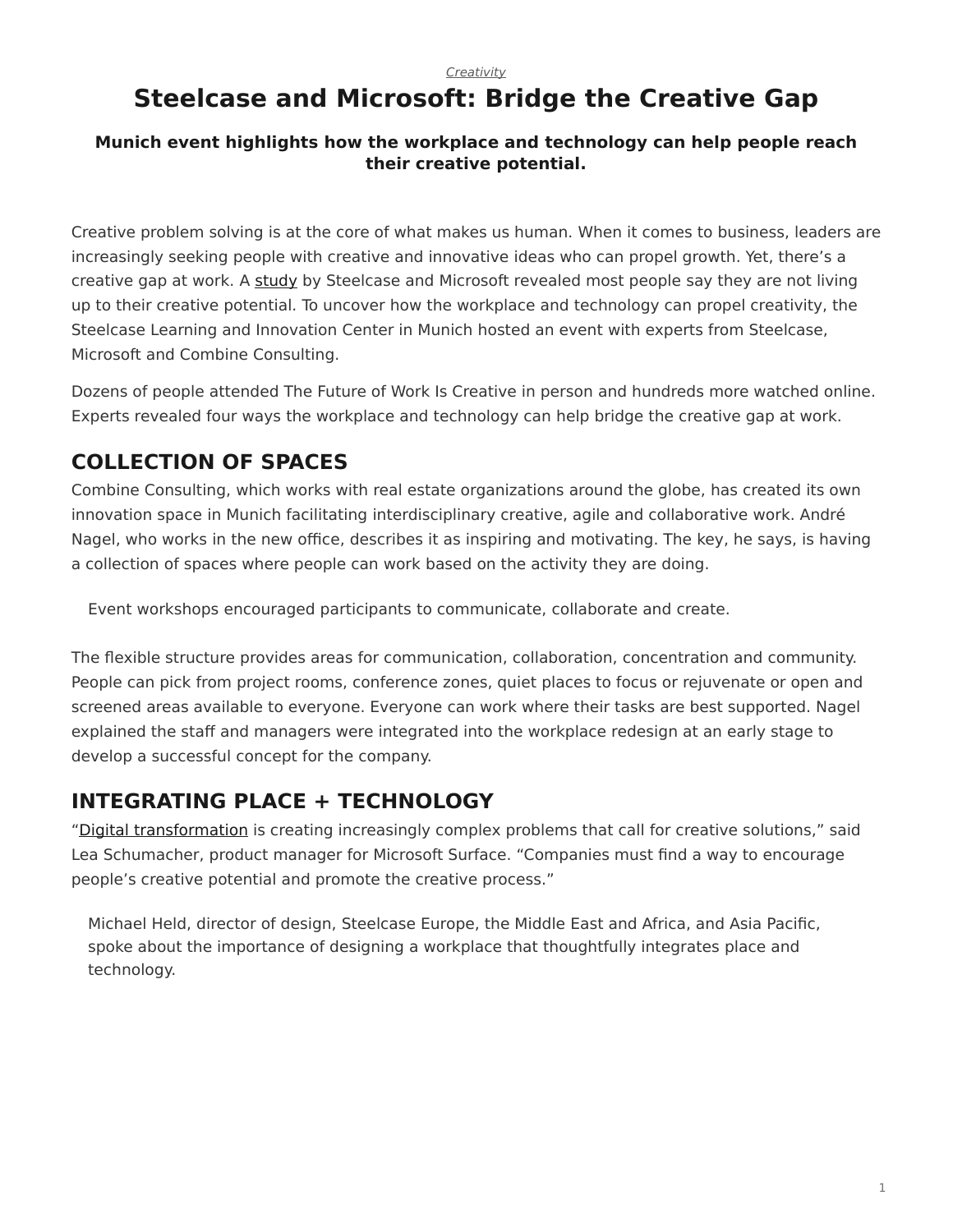*Creativity*

# Steelcase and Microsoft: Bridge the Creative Gap

**Munich event highlights how the workplace and technology can help people reach their creative potential.**

Creative problem solving is at the core of what makes us human. When it comes to business, leaders are increasingly seeking people with creative and innovative ideas who can propel growth. Yet, there's a creative gap at work. A study by Steelcase and Microsoft revealed most people say they are not living up to their creative potential. To uncover how the workplace and technology can propel creativity, the Steelcase Learning and Innovation Center in Munich hosted an event with experts from Steelcase, Microsoft and Combine Consulting.

Dozens of people attended The Future of Work Is Creative in person and hundreds more watched online. Experts revealed four ways the workplace and technology can help bridge the creative gap at work.

## COLLECTION OF SPACES

Combine Consulting, which works with real estate organizations around the globe, has created its own innovation space in Munich facilitating interdisciplinary creative, agile and collaborative work. André Nagel, who works in the new office, describes it as inspiring and motivating. The key, he says, is having a collection of spaces where people can work based on the activity they are doing.

Event workshops encouraged participants to communicate, collaborate and create.

The flexible structure provides areas for communication, collaboration, concentration and community. People can pick from project rooms, conference zones, quiet places to focus or rejuvenate or open and screened areas available to everyone. Everyone can work where their tasks are best supported. Nagel explained the staff and managers were integrated into the workplace redesign at an early stage to develop a successful concept for the company.

## INTEGRATING PLACE + TECHNOLOGY

"Digital transformation is creating increasingly complex problems that call for creative solutions," said Lea Schumacher, product manager for Microsoft Surface. "Companies must find a way to encourage people's creative potential and promote the creative process."

Michael Held, director of design, Steelcase Europe, the Middle East and Africa, and Asia Pacific, spoke about the importance of designing a workplace that thoughtfully integrates place and technology.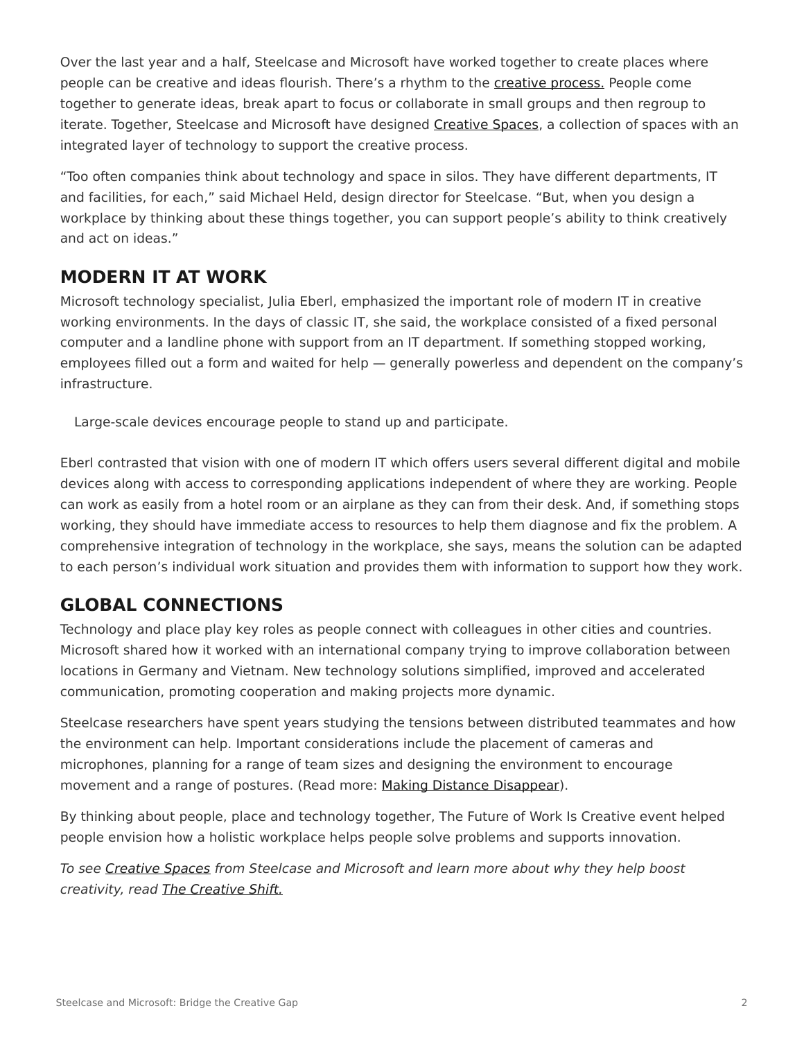Over the last year and a half, Steelcase and Microsoft have worked together to create places where people can be creative and ideas flourish. There's a rhythm to the creative process. People come together to generate ideas, break apart to focus or collaborate in small groups and then regroup to iterate. Together, Steelcase and Microsoft have designed Creative Spaces, a collection of spaces with an integrated layer of technology to support the creative process.

"Too often companies think about technology and space in silos. They have different departments, IT and facilities, for each," said Michael Held, design director for Steelcase. "But, when you design a workplace by thinking about these things together, you can support people's ability to think creatively and act on ideas."

## MODERN IT AT WORK

Microsoft technology specialist, Julia Eberl, emphasized the important role of modern IT in creative working environments. In the days of classic IT, she said, the workplace consisted of a fixed personal computer and a landline phone with support from an IT department. If something stopped working, employees filled out a form and waited for help — generally powerless and dependent on the company's infrastructure.

Large-scale devices encourage people to stand up and participate.

Eberl contrasted that vision with one of modern IT which offers users several different digital and mobile devices along with access to corresponding applications independent of where they are working. People can work as easily from a hotel room or an airplane as they can from their desk. And, if something stops working, they should have immediate access to resources to help them diagnose and fix the problem. A comprehensive integration of technology in the workplace, she says, means the solution can be adapted to each person's individual work situation and provides them with information to support how they work.

## GLOBAL CONNECTIONS

Technology and place play key roles as people connect with colleagues in other cities and countries. Microsoft shared how it worked with an international company trying to improve collaboration between locations in Germany and Vietnam. New technology solutions simplified, improved and accelerated communication, promoting cooperation and making projects more dynamic.

Steelcase researchers have spent years studying the tensions between distributed teammates and how the environment can help. Important considerations include the placement of cameras and microphones, planning for a range of team sizes and designing the environment to encourage movement and a range of postures. (Read more: Making Distance Disappear).

By thinking about people, place and technology together, The Future of Work Is Creative event helped people envision how a holistic workplace helps people solve problems and supports innovation.

*To see Creative Spaces from Steelcase and Microsoft and learn more about why they help boost creativity, read The Creative Shift.*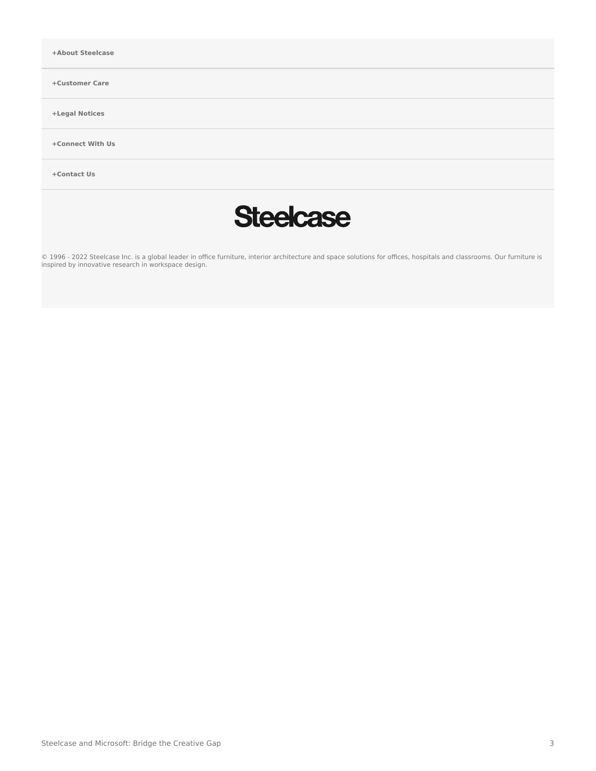**+About Steelcase**

**+Customer Care**

**+Legal Notices**

**+Connect With Us**

**+Contact Us**

Steelcase

© 1996 - 2022 Steelcase Inc. is a global leader in office furniture, interior architecture and space solutions for offices, hospitals and classrooms. Our furniture is inspired by innovative research in workspace design.